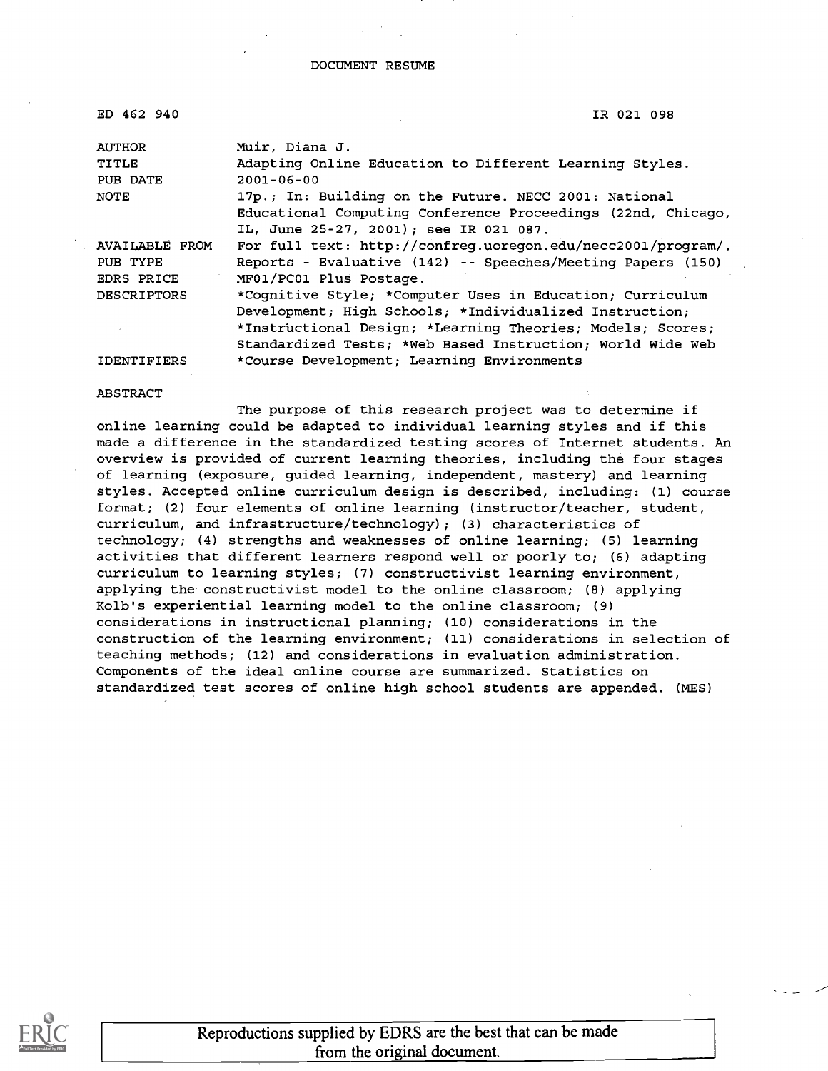DOCUMENT RESUME

| | |
|---|---|
| ED 462 940 | IR 021 098 |
| AUTHOR | Muir, Diana J. |
| TITLE | Adapting Online Education to Different Learning Styles. |
| PUB DATE | 2001-06-00 |
| NOTE | 17p.; In: Building on the Future. NECC 2001: National Educational Computing Conference Proceedings (22nd, Chicago, IL, June 25-27, 2001); see IR 021 087. |
| AVAILABLE FROM | For full text: http://confreg.uoregon.edu/necc2001/program/. |
| PUB TYPE | Reports - Evaluative (142) -- Speeches/Meeting Papers (150) |
| EDRS PRICE | MF01/PC01 Plus Postage. |
| DESCRIPTORS | *Cognitive Style; *Computer Uses in Education; Curriculum Development; High Schools; *Individualized Instruction; *Instructional Design; *Learning Theories; Models; Scores; Standardized Tests; *Web Based Instruction; World Wide Web |
| IDENTIFIERS | *Course Development; Learning Environments |

ABSTRACT

The purpose of this research project was to determine if online learning could be adapted to individual learning styles and if this made a difference in the standardized testing scores of Internet students. An overview is provided of current learning theories, including the four stages of learning (exposure, guided learning, independent, mastery) and learning styles. Accepted online curriculum design is described, including: (1) course format; (2) four elements of online learning (instructor/teacher, student, curriculum, and infrastructure/technology); (3) characteristics of technology; (4) strengths and weaknesses of online learning; (5) learning activities that different learners respond well or poorly to; (6) adapting curriculum to learning styles; (7) constructivist learning environment, applying the constructivist model to the online classroom; (8) applying Kolb's experiential learning model to the online classroom; (9) considerations in instructional planning; (10) considerations in the construction of the learning environment; (11) considerations in selection of teaching methods; (12) and considerations in evaluation administration. Components of the ideal online course are summarized. Statistics on standardized test scores of online high school students are appended. (MES)

Reproductions supplied by EDRS are the best that can be made from the original document.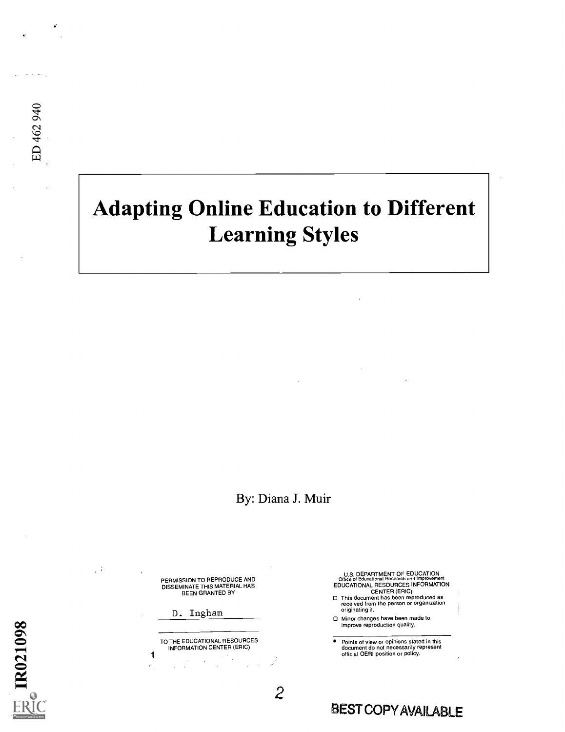ED 462 940

# Adapting Online Education to Different Learning Styles

By: Diana J. Muir

PERMISSION TO REPRODUCE AND DISSEMINATE THIS MATERIAL HAS BEEN GRANTED BY

D. Ingham

TO THE EDUCATIONAL RESOURCES INFORMATION CENTER (ERIC)

U.S. DEPARTMENT OF EDUCATION
Office of Educational Research and Improvement
EDUCATIONAL RESOURCES INFORMATION CENTER (ERIC)

- This document has been reproduced as received from the person or organization originating it.
- Minor changes have been made to improve reproduction quality.

- Points of view or opinions stated in this document do not necessarily represent official OERI position or policy.

IR021098

BEST COPY AVAILABLE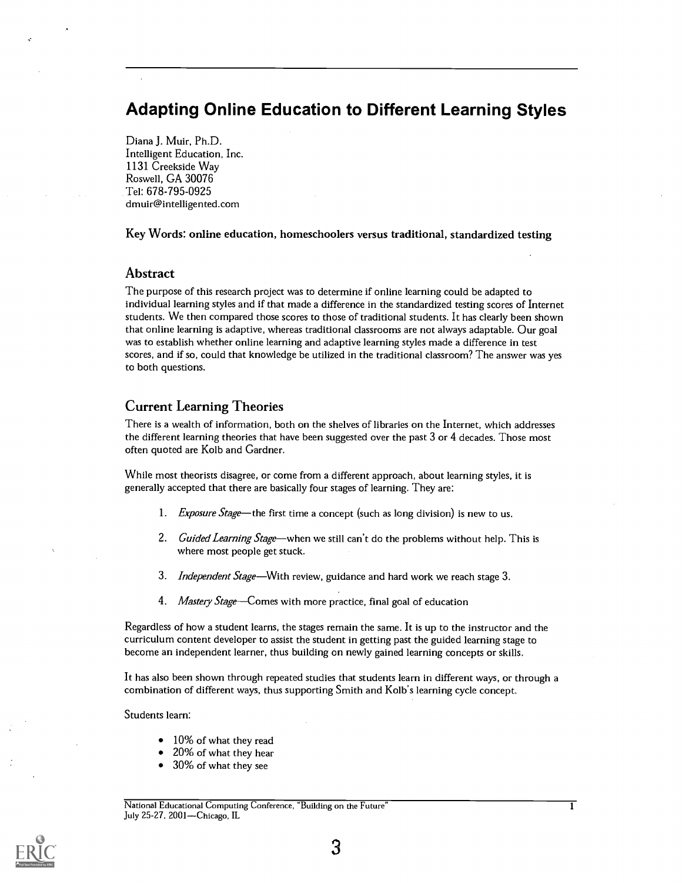# Adapting Online Education to Different Learning Styles

Diana J. Muir, Ph.D.
Intelligent Education, Inc.
1131 Creekside Way
Roswell, GA 30076
Tel: 678-795-0925
dmuir@intelligented.com

**Key Words: online education, homeschoolers versus traditional, standardized testing**

## Abstract

The purpose of this research project was to determine if online learning could be adapted to individual learning styles and if that made a difference in the standardized testing scores of Internet students. We then compared those scores to those of traditional students. It has clearly been shown that online learning is adaptive, whereas traditional classrooms are not always adaptable. Our goal was to establish whether online learning and adaptive learning styles made a difference in test scores, and if so, could that knowledge be utilized in the traditional classroom? The answer was yes to both questions.

## Current Learning Theories

There is a wealth of information, both on the shelves of libraries on the Internet, which addresses the different learning theories that have been suggested over the past 3 or 4 decades. Those most often quoted are Kolb and Gardner.

While most theorists disagree, or come from a different approach, about learning styles, it is generally accepted that there are basically four stages of learning. They are:

1. *Exposure Stage*—the first time a concept (such as long division) is new to us.
2. *Guided Learning Stage*—when we still can't do the problems without help. This is where most people get stuck.
3. *Independent Stage*—With review, guidance and hard work we reach stage 3.
4. *Mastery Stage*—Comes with more practice, final goal of education

Regardless of how a student learns, the stages remain the same. It is up to the instructor and the curriculum content developer to assist the student in getting past the guided learning stage to become an independent learner, thus building on newly gained learning concepts or skills.

It has also been shown through repeated studies that students learn in different ways, or through a combination of different ways, thus supporting Smith and Kolb's learning cycle concept.

Students learn:

- 10% of what they read
- 20% of what they hear
- 30% of what they see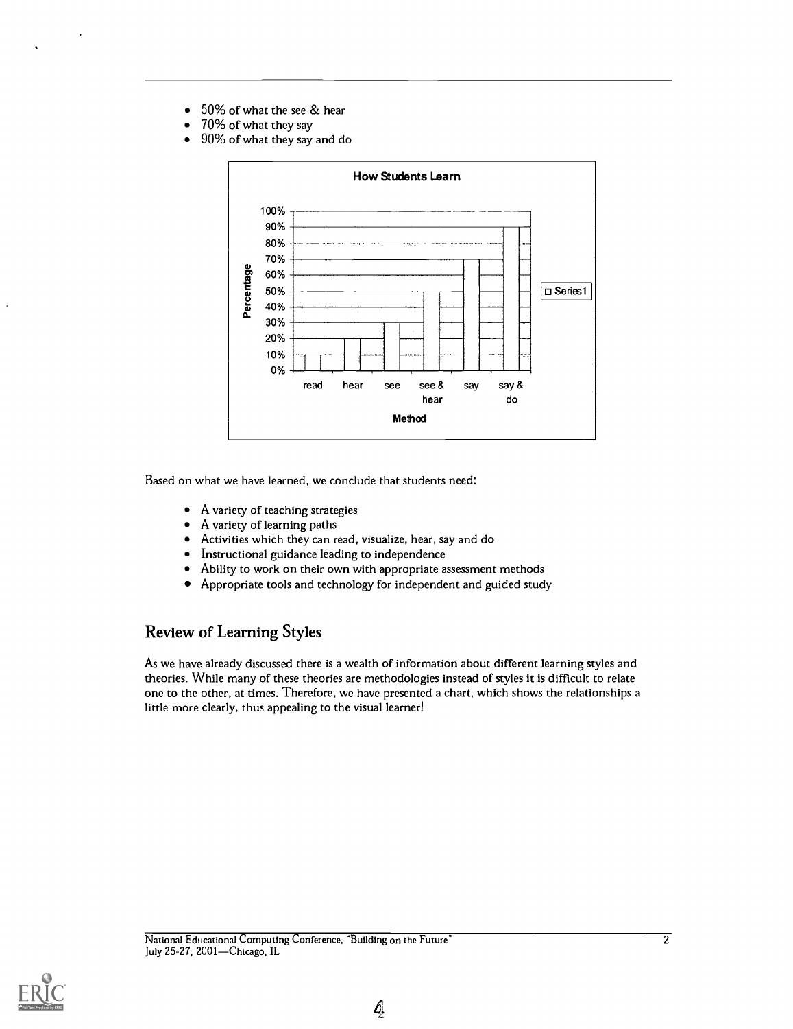- 50% of what the see & hear
- 70% of what they say
- 90% of what they say and do

**How Students Learn**

| Method | Percentage |
|---|---|
| read | 10% |
| hear | 20% |
| see | 30% |
| see & hear | 50% |
| say | 70% |
| say & do | 90% |

Based on what we have learned, we conclude that students need:

- A variety of teaching strategies
- A variety of learning paths
- Activities which they can read, visualize, hear, say and do
- Instructional guidance leading to independence
- Ability to work on their own with appropriate assessment methods
- Appropriate tools and technology for independent and guided study

## Review of Learning Styles

As we have already discussed there is a wealth of information about different learning styles and theories. While many of these theories are methodologies instead of styles it is difficult to relate one to the other, at times. Therefore, we have presented a chart, which shows the relationships a little more clearly, thus appealing to the visual learner!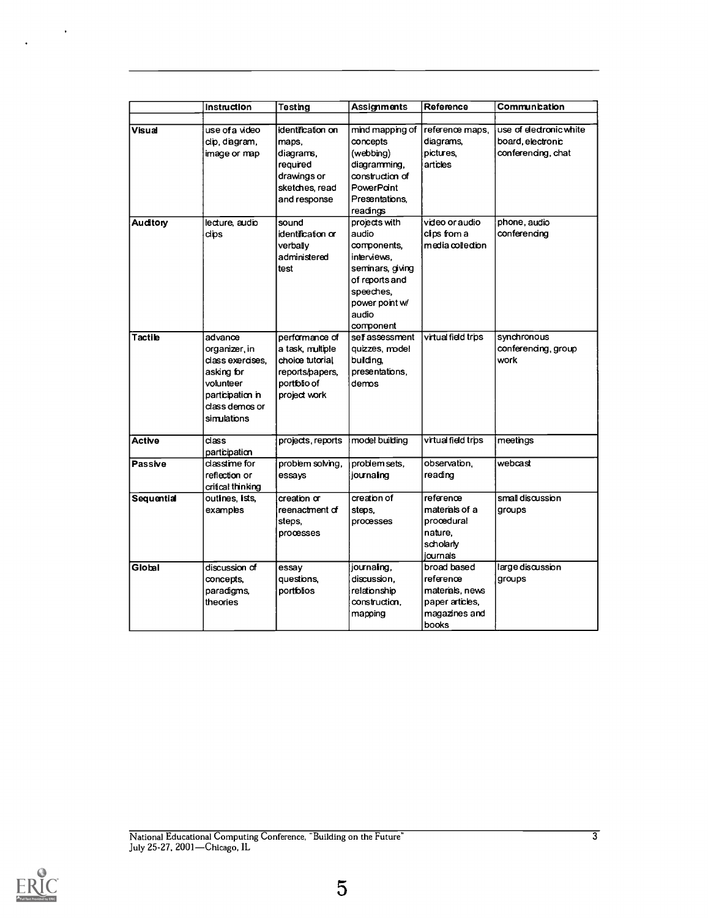| | Instruction | Testing | Assignments | Reference | Communication |
|---|---|---|---|---|---|
| | | | | | |
| Visual | use of a video clip, diagram, image or map | identification on maps, diagrams, required drawings or sketches, read and response | mind mapping of concepts (webbing) diagramming, construction of PowerPoint Presentations, readings | reference maps, diagrams, pictures, articles | use of electronic white board, electronic conferencing, chat |
| Auditory | lecture, audio clips | sound identification or verbally administered test | projects with audio components, interviews, seminars, giving of reports and speeches, power point w/ audio component | video or audio clips from a media collection | phone, audio conferencing |
| Tactile | advance organizer, in class exercises, asking for volunteer participation in class demos or simulations | performance of a task, multiple choice tutorial, reports/papers, portfolio of project work | self assessment quizzes, model building, presentations, demos | virtual field trips | synchronous conferencing, group work |
| Active | class participation | projects, reports | model building | virtual field trips | meetings |
| Passive | classtime for reflection or critical thinking | problem solving, essays | problem sets, journaling | observation, reading | webcast |
| Sequential | outlines, lists, examples | creation or reenactment of steps, processes | creation of steps, processes | reference materials of a procedural nature, scholarly journals | small discussion groups |
| Global | discussion of concepts, paradigms, theories | essay questions, portfolios | journaling, discussion, relationship construction, mapping | broad based reference materials, news paper articles, magazines and books | large discussion groups |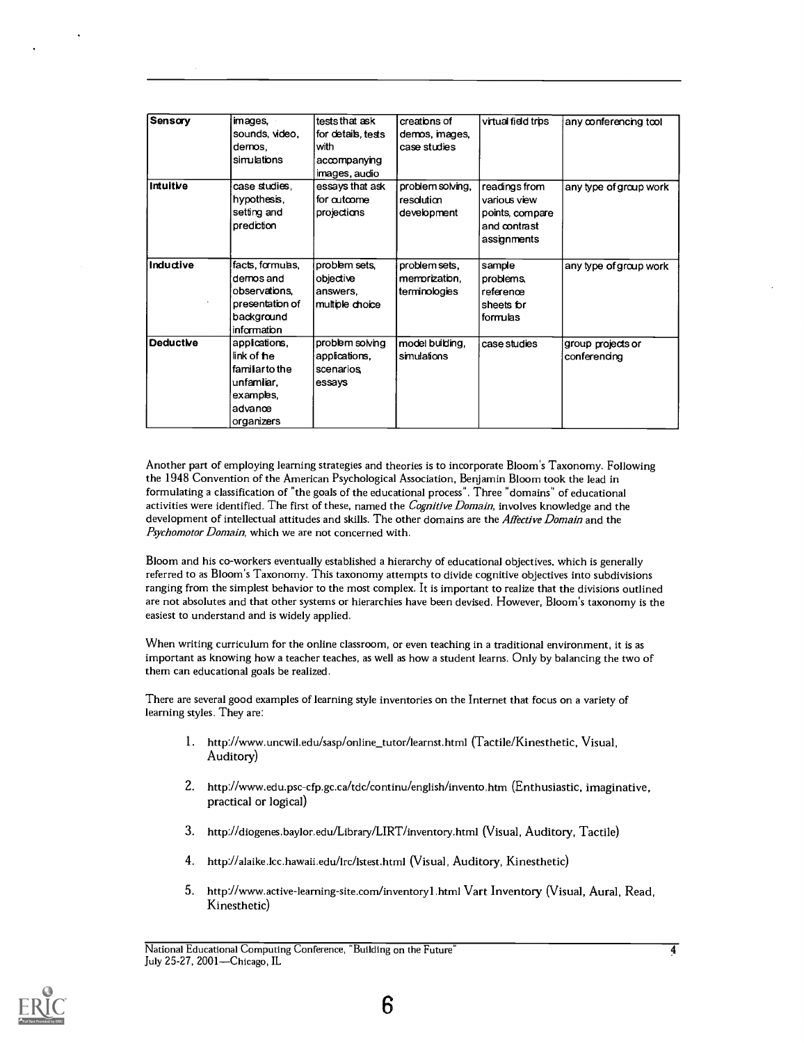| Sensory | images, sounds, video, demos, simulations | tests that ask for details, tests with accompanying images, audio | creations of demos, images, case studies | virtual field trips | any conferencing tool |
|---|---|---|---|---|---|
| Intuitive | case studies, hypothesis, setting and prediction | essays that ask for outcome projections | problem solving, resolution development | readings from various view points, compare and contrast assignments | any type of group work |
| Inductive | facts, formulas, demos and observations, presentation of background information | problem sets, objective answers, multiple choice | problem sets, memorization, terminologies | sample problems, reference sheets for formulas | any type of group work |
| Deductive | applications, link of the familiar to the unfamiliar, examples, advance organizers | problem solving applications, scenarios, essays | model building, simulations | case studies | group projects or conferencing |

Another part of employing learning strategies and theories is to incorporate Bloom's Taxonomy. Following the 1948 Convention of the American Psychological Association, Benjamin Bloom took the lead in formulating a classification of "the goals of the educational process". Three "domains" of educational activities were identified. The first of these, named the *Cognitive Domain*, involves knowledge and the development of intellectual attitudes and skills. The other domains are the *Affective Domain* and the *Psychomotor Domain*, which we are not concerned with.

Bloom and his co-workers eventually established a hierarchy of educational objectives, which is generally referred to as Bloom's Taxonomy. This taxonomy attempts to divide cognitive objectives into subdivisions ranging from the simplest behavior to the most complex. It is important to realize that the divisions outlined are not absolutes and that other systems or hierarchies have been devised. However, Bloom's taxonomy is the easiest to understand and is widely applied.

When writing curriculum for the online classroom, or even teaching in a traditional environment, it is as important as knowing how a teacher teaches, as well as how a student learns. Only by balancing the two of them can educational goals be realized.

There are several good examples of learning style inventories on the Internet that focus on a variety of learning styles. They are:

1. http://www.uncwil.edu/sasp/online_tutor/learnst.html (Tactile/Kinesthetic, Visual, Auditory)
2. http://www.edu.psc-cfp.gc.ca/tdc/continu/english/invento.htm (Enthusiastic, imaginative, practical or logical)
3. http://diogenes.baylor.edu/Library/LIRT/inventory.html (Visual, Auditory, Tactile)
4. http://alaike.lcc.hawaii.edu/lrc/lstest.html (Visual, Auditory, Kinesthetic)
5. http://www.active-learning-site.com/inventory1.html Vart Inventory (Visual, Aural, Read, Kinesthetic)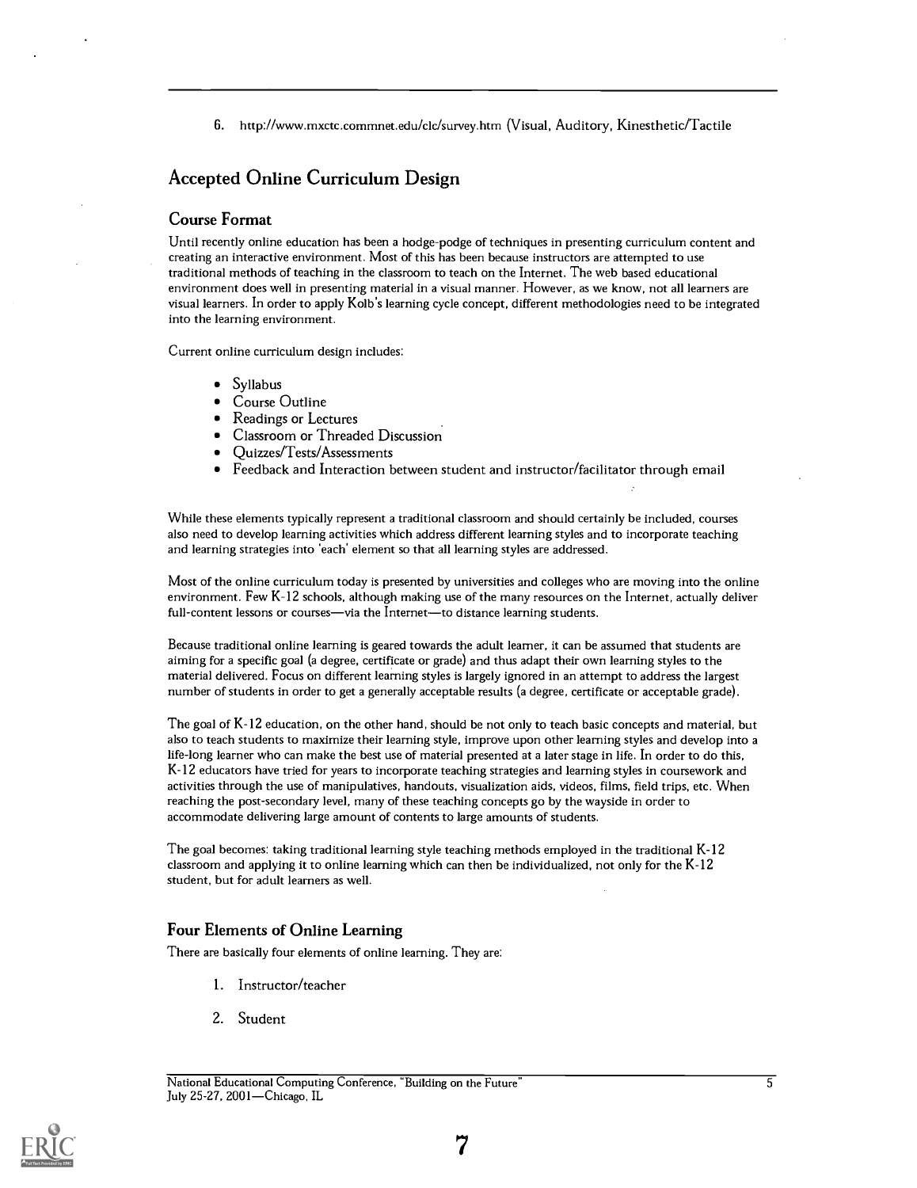6. http://www.mxctc.commnet.edu/clc/survey.htm (Visual, Auditory, Kinesthetic/Tactile

## Accepted Online Curriculum Design

### Course Format

Until recently online education has been a hodge-podge of techniques in presenting curriculum content and creating an interactive environment. Most of this has been because instructors are attempted to use traditional methods of teaching in the classroom to teach on the Internet. The web based educational environment does well in presenting material in a visual manner. However, as we know, not all learners are visual learners. In order to apply Kolb's learning cycle concept, different methodologies need to be integrated into the learning environment.

Current online curriculum design includes:

- Syllabus
- Course Outline
- Readings or Lectures
- Classroom or Threaded Discussion
- Quizzes/Tests/Assessments
- Feedback and Interaction between student and instructor/facilitator through email

While these elements typically represent a traditional classroom and should certainly be included, courses also need to develop learning activities which address different learning styles and to incorporate teaching and learning strategies into 'each' element so that all learning styles are addressed.

Most of the online curriculum today is presented by universities and colleges who are moving into the online environment. Few K-12 schools, although making use of the many resources on the Internet, actually deliver full-content lessons or courses—via the Internet—to distance learning students.

Because traditional online learning is geared towards the adult learner, it can be assumed that students are aiming for a specific goal (a degree, certificate or grade) and thus adapt their own learning styles to the material delivered. Focus on different learning styles is largely ignored in an attempt to address the largest number of students in order to get a generally acceptable results (a degree, certificate or acceptable grade).

The goal of K-12 education, on the other hand, should be not only to teach basic concepts and material, but also to teach students to maximize their learning style, improve upon other learning styles and develop into a life-long learner who can make the best use of material presented at a later stage in life. In order to do this, K-12 educators have tried for years to incorporate teaching strategies and learning styles in coursework and activities through the use of manipulatives, handouts, visualization aids, videos, films, field trips, etc. When reaching the post-secondary level, many of these teaching concepts go by the wayside in order to accommodate delivering large amount of contents to large amounts of students.

The goal becomes: taking traditional learning style teaching methods employed in the traditional K-12 classroom and applying it to online learning which can then be individualized, not only for the K-12 student, but for adult learners as well.

### Four Elements of Online Learning

There are basically four elements of online learning. They are:

1. Instructor/teacher
2. Student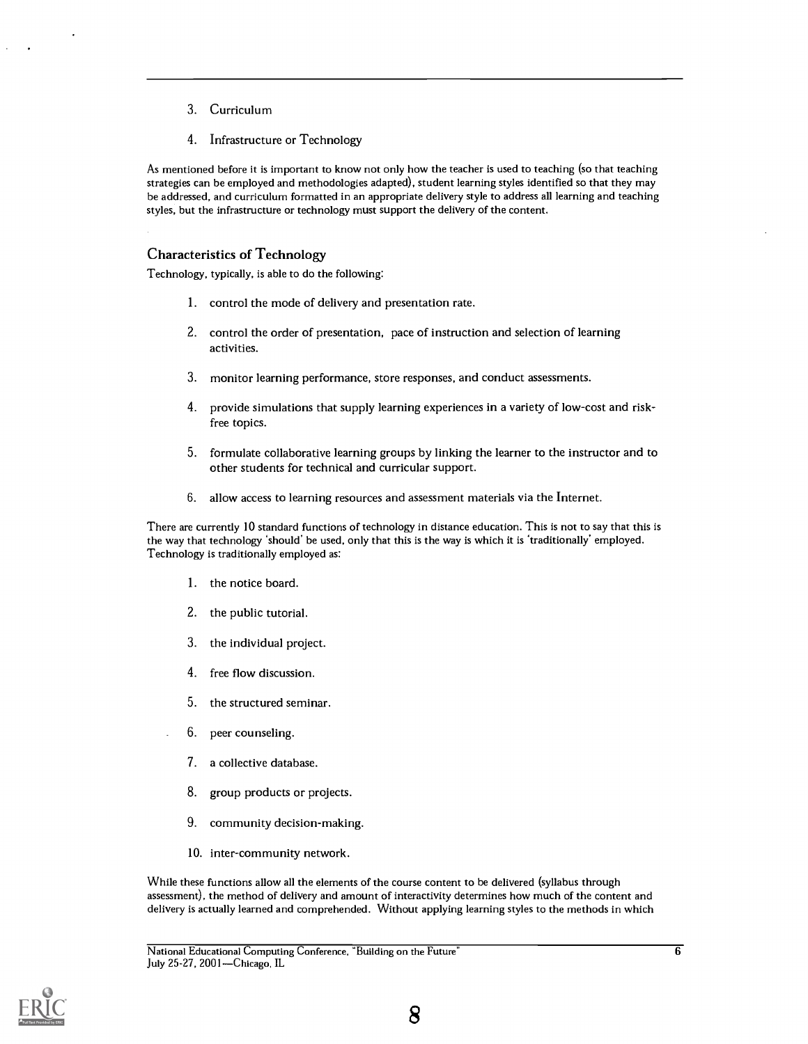3. Curriculum

4. Infrastructure or Technology

As mentioned before it is important to know not only how the teacher is used to teaching (so that teaching strategies can be employed and methodologies adapted), student learning styles identified so that they may be addressed, and curriculum formatted in an appropriate delivery style to address all learning and teaching styles, but the infrastructure or technology must support the delivery of the content.

## Characteristics of Technology

Technology, typically, is able to do the following:

1. control the mode of delivery and presentation rate.

2. control the order of presentation, pace of instruction and selection of learning activities.

3. monitor learning performance, store responses, and conduct assessments.

4. provide simulations that supply learning experiences in a variety of low-cost and risk-free topics.

5. formulate collaborative learning groups by linking the learner to the instructor and to other students for technical and curricular support.

6. allow access to learning resources and assessment materials via the Internet.

There are currently 10 standard functions of technology in distance education. This is not to say that this is the way that technology 'should' be used, only that this is the way is which it is 'traditionally' employed. Technology is traditionally employed as:

1. the notice board.

2. the public tutorial.

3. the individual project.

4. free flow discussion.

5. the structured seminar.

6. peer counseling.

7. a collective database.

8. group products or projects.

9. community decision-making.

10. inter-community network.

While these functions allow all the elements of the course content to be delivered (syllabus through assessment), the method of delivery and amount of interactivity determines how much of the content and delivery is actually learned and comprehended. Without applying learning styles to the methods in which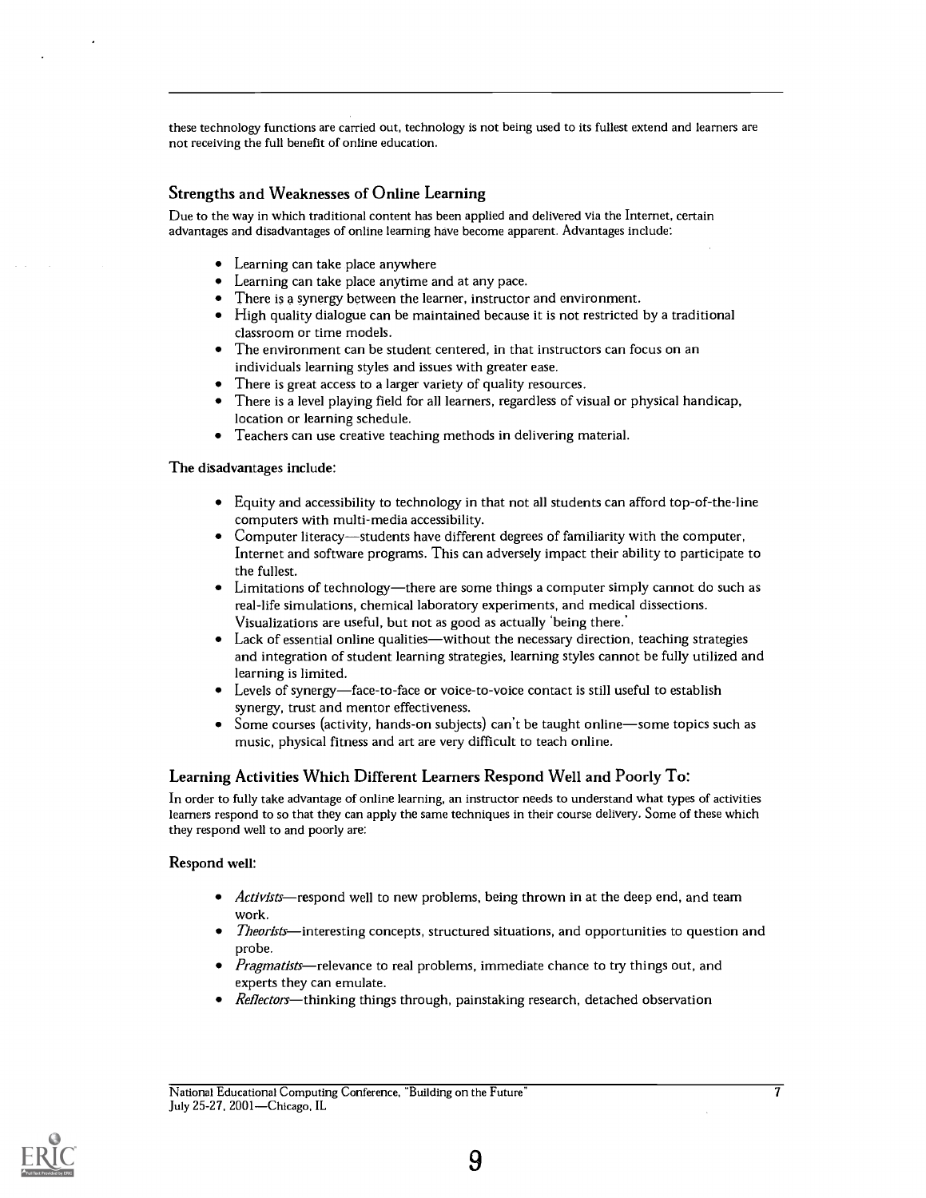these technology functions are carried out, technology is not being used to its fullest extend and learners are not receiving the full benefit of online education.

## Strengths and Weaknesses of Online Learning

Due to the way in which traditional content has been applied and delivered via the Internet, certain advantages and disadvantages of online learning have become apparent. Advantages include:

- Learning can take place anywhere
- Learning can take place anytime and at any pace.
- There is a synergy between the learner, instructor and environment.
- High quality dialogue can be maintained because it is not restricted by a traditional classroom or time models.
- The environment can be student centered, in that instructors can focus on an individuals learning styles and issues with greater ease.
- There is great access to a larger variety of quality resources.
- There is a level playing field for all learners, regardless of visual or physical handicap, location or learning schedule.
- Teachers can use creative teaching methods in delivering material.

The disadvantages include:

- Equity and accessibility to technology in that not all students can afford top-of-the-line computers with multi-media accessibility.
- Computer literacy—students have different degrees of familiarity with the computer, Internet and software programs. This can adversely impact their ability to participate to the fullest.
- Limitations of technology—there are some things a computer simply cannot do such as real-life simulations, chemical laboratory experiments, and medical dissections. Visualizations are useful, but not as good as actually 'being there.'
- Lack of essential online qualities—without the necessary direction, teaching strategies and integration of student learning strategies, learning styles cannot be fully utilized and learning is limited.
- Levels of synergy—face-to-face or voice-to-voice contact is still useful to establish synergy, trust and mentor effectiveness.
- Some courses (activity, hands-on subjects) can't be taught online—some topics such as music, physical fitness and art are very difficult to teach online.

## Learning Activities Which Different Learners Respond Well and Poorly To:

In order to fully take advantage of online learning, an instructor needs to understand what types of activities learners respond to so that they can apply the same techniques in their course delivery. Some of these which they respond well to and poorly are:

Respond well:

- *Activists*—respond well to new problems, being thrown in at the deep end, and team work.
- *Theorists*—interesting concepts, structured situations, and opportunities to question and probe.
- *Pragmatists*—relevance to real problems, immediate chance to try things out, and experts they can emulate.
- *Reflectors*—thinking things through, painstaking research, detached observation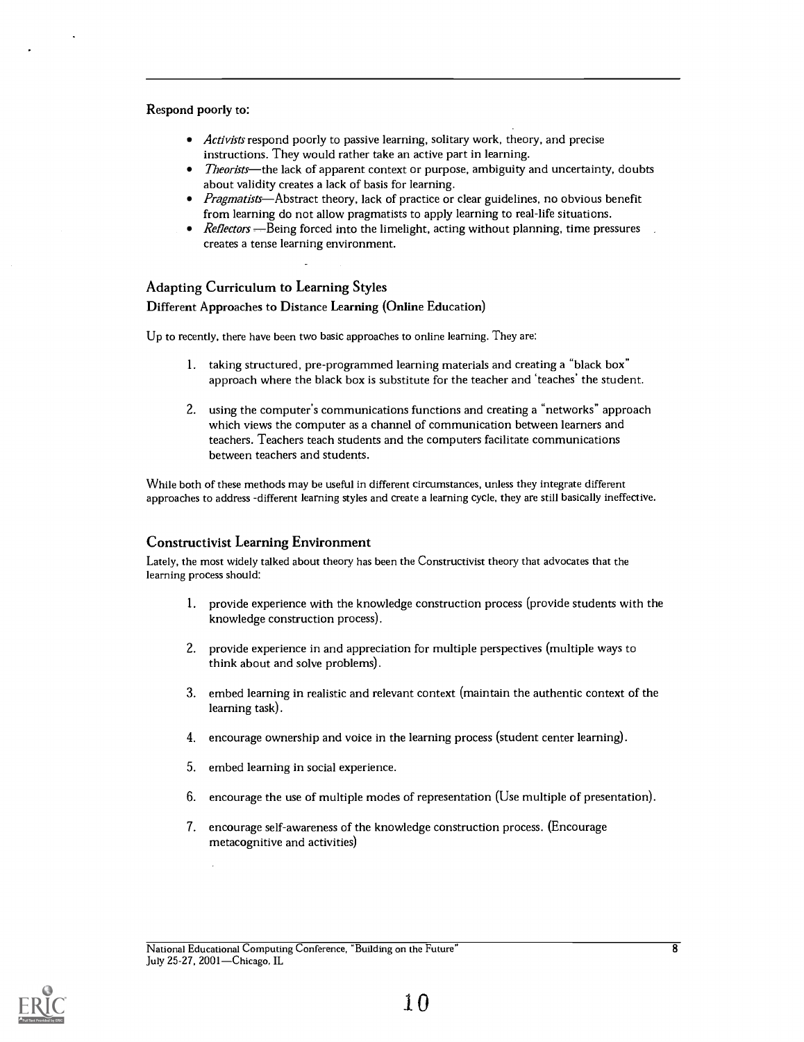Respond poorly to:

- *Activists* respond poorly to passive learning, solitary work, theory, and precise instructions. They would rather take an active part in learning.
- *Theorists*—the lack of apparent context or purpose, ambiguity and uncertainty, doubts about validity creates a lack of basis for learning.
- *Pragmatists*—Abstract theory, lack of practice or clear guidelines, no obvious benefit from learning do not allow pragmatists to apply learning to real-life situations.
- *Reflectors* —Being forced into the limelight, acting without planning, time pressures creates a tense learning environment.

## Adapting Curriculum to Learning Styles

### Different Approaches to Distance Learning (Online Education)

Up to recently, there have been two basic approaches to online learning. They are:

1. taking structured, pre-programmed learning materials and creating a "black box" approach where the black box is substitute for the teacher and 'teaches' the student.

2. using the computer's communications functions and creating a "networks" approach which views the computer as a channel of communication between learners and teachers. Teachers teach students and the computers facilitate communications between teachers and students.

While both of these methods may be useful in different circumstances, unless they integrate different approaches to address -different learning styles and create a learning cycle, they are still basically ineffective.

## Constructivist Learning Environment

Lately, the most widely talked about theory has been the Constructivist theory that advocates that the learning process should:

1. provide experience with the knowledge construction process (provide students with the knowledge construction process).

2. provide experience in and appreciation for multiple perspectives (multiple ways to think about and solve problems).

3. embed learning in realistic and relevant context (maintain the authentic context of the learning task).

4. encourage ownership and voice in the learning process (student center learning).

5. embed learning in social experience.

6. encourage the use of multiple modes of representation (Use multiple of presentation).

7. encourage self-awareness of the knowledge construction process. (Encourage metacognitive and activities)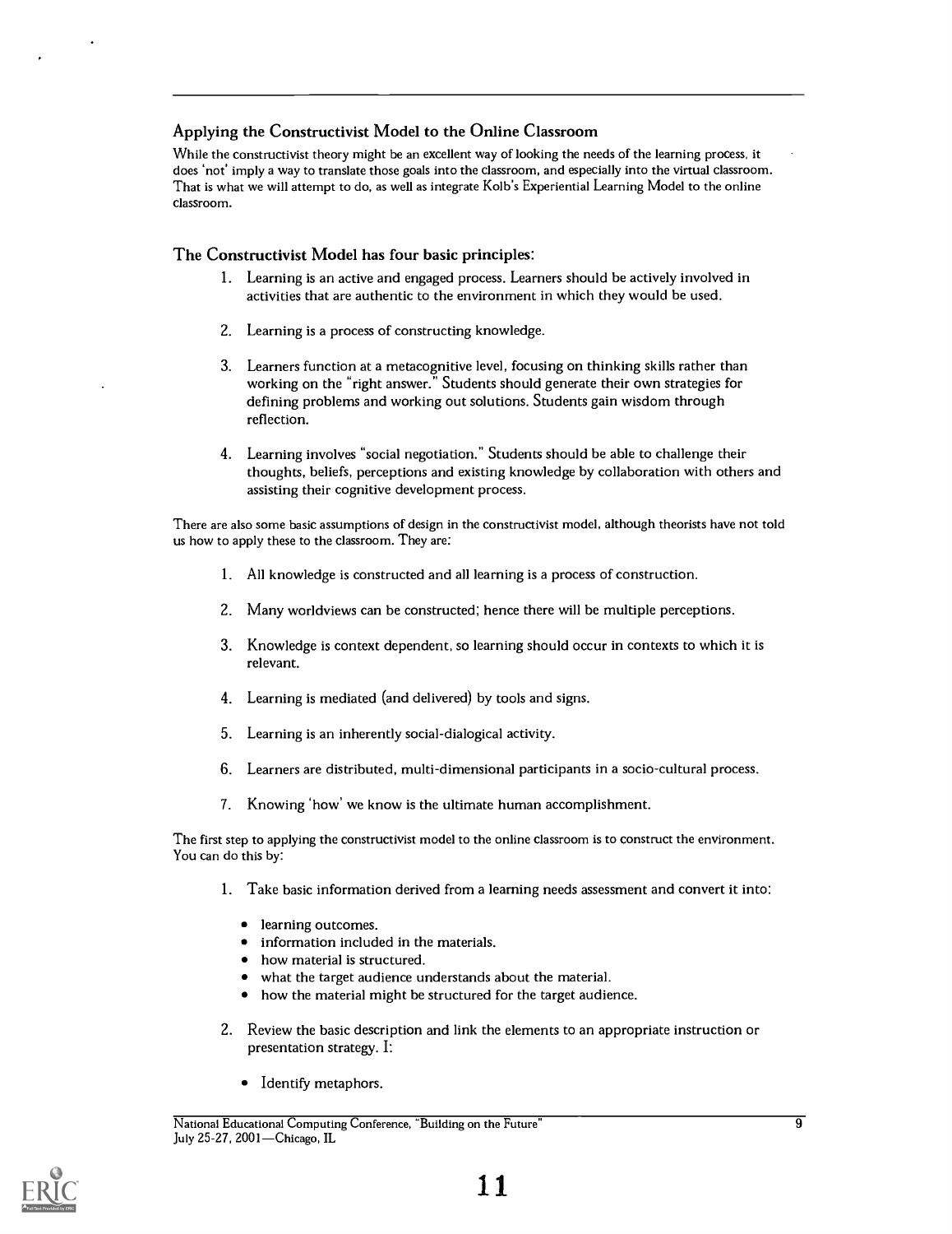## Applying the Constructivist Model to the Online Classroom

While the constructivist theory might be an excellent way of looking the needs of the learning process, it does 'not' imply a way to translate those goals into the classroom, and especially into the virtual classroom. That is what we will attempt to do, as well as integrate Kolb's Experiential Learning Model to the online classroom.

## The Constructivist Model has four basic principles:

1. Learning is an active and engaged process. Learners should be actively involved in activities that are authentic to the environment in which they would be used.

2. Learning is a process of constructing knowledge.

3. Learners function at a metacognitive level, focusing on thinking skills rather than working on the "right answer." Students should generate their own strategies for defining problems and working out solutions. Students gain wisdom through reflection.

4. Learning involves "social negotiation." Students should be able to challenge their thoughts, beliefs, perceptions and existing knowledge by collaboration with others and assisting their cognitive development process.

There are also some basic assumptions of design in the constructivist model, although theorists have not told us how to apply these to the classroom. They are:

1. All knowledge is constructed and all learning is a process of construction.

2. Many worldviews can be constructed; hence there will be multiple perceptions.

3. Knowledge is context dependent, so learning should occur in contexts to which it is relevant.

4. Learning is mediated (and delivered) by tools and signs.

5. Learning is an inherently social-dialogical activity.

6. Learners are distributed, multi-dimensional participants in a socio-cultural process.

7. Knowing 'how' we know is the ultimate human accomplishment.

The first step to applying the constructivist model to the online classroom is to construct the environment. You can do this by:

1. Take basic information derived from a learning needs assessment and convert it into:

   - learning outcomes.
   - information included in the materials.
   - how material is structured.
   - what the target audience understands about the material.
   - how the material might be structured for the target audience.

2. Review the basic description and link the elements to an appropriate instruction or presentation strategy. I:

   - Identify metaphors.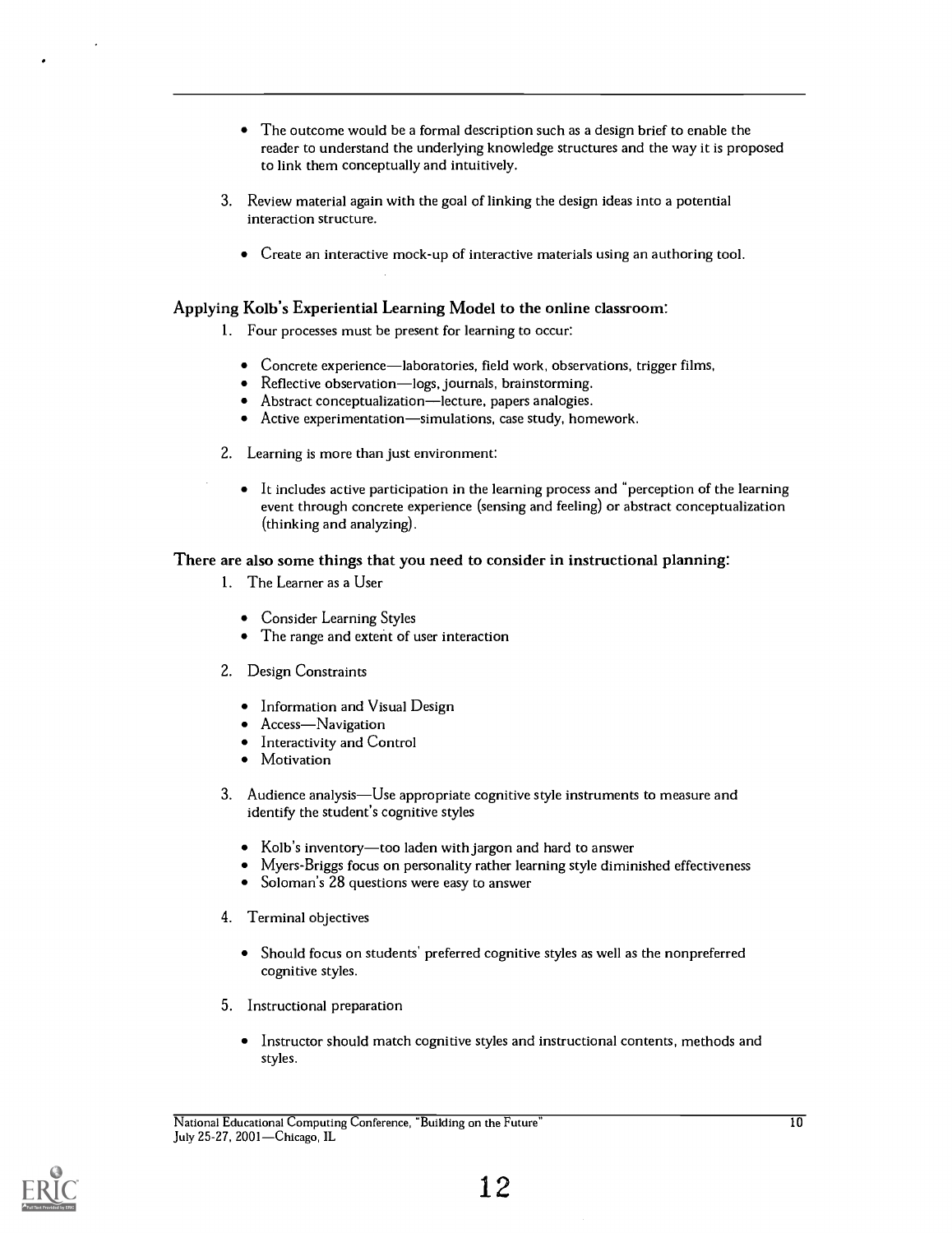- The outcome would be a formal description such as a design brief to enable the reader to understand the underlying knowledge structures and the way it is proposed to link them conceptually and intuitively.

3. Review material again with the goal of linking the design ideas into a potential interaction structure.

   - Create an interactive mock-up of interactive materials using an authoring tool.

### Applying Kolb's Experiential Learning Model to the online classroom:

1. Four processes must be present for learning to occur:

   - Concrete experience—laboratories, field work, observations, trigger films,
   - Reflective observation—logs, journals, brainstorming.
   - Abstract conceptualization—lecture, papers analogies.
   - Active experimentation—simulations, case study, homework.

2. Learning is more than just environment:

   - It includes active participation in the learning process and "perception of the learning event through concrete experience (sensing and feeling) or abstract conceptualization (thinking and analyzing).

### There are also some things that you need to consider in instructional planning:

1. The Learner as a User

   - Consider Learning Styles
   - The range and extent of user interaction

2. Design Constraints

   - Information and Visual Design
   - Access—Navigation
   - Interactivity and Control
   - Motivation

3. Audience analysis—Use appropriate cognitive style instruments to measure and identify the student's cognitive styles

   - Kolb's inventory—too laden with jargon and hard to answer
   - Myers-Briggs focus on personality rather learning style diminished effectiveness
   - Soloman's 28 questions were easy to answer

4. Terminal objectives

   - Should focus on students' preferred cognitive styles as well as the nonpreferred cognitive styles.

5. Instructional preparation

   - Instructor should match cognitive styles and instructional contents, methods and styles.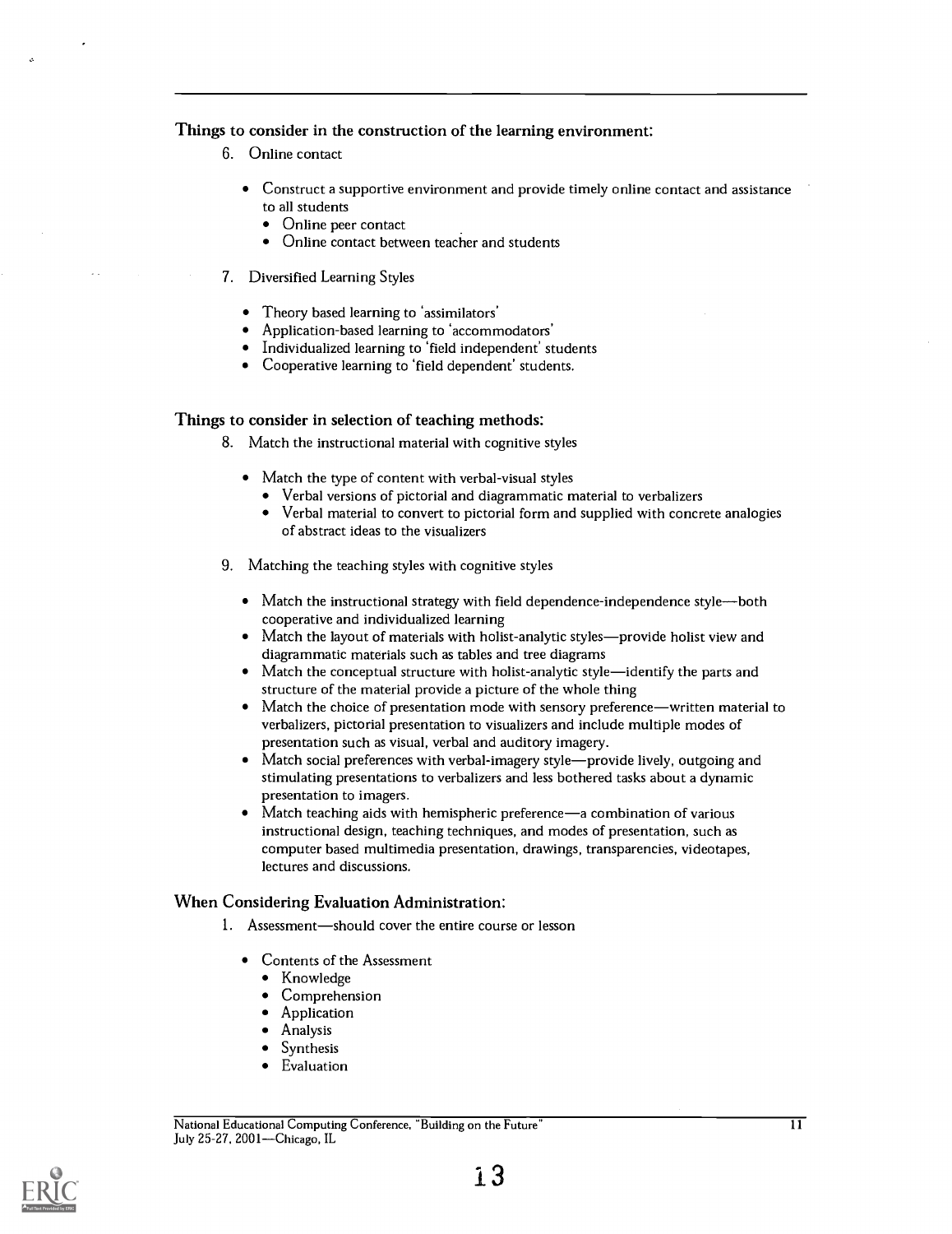### Things to consider in the construction of the learning environment:

6. Online contact

    - Construct a supportive environment and provide timely online contact and assistance to all students
        - Online peer contact
        - Online contact between teacher and students

7. Diversified Learning Styles

    - Theory based learning to 'assimilators'
    - Application-based learning to 'accommodators'
    - Individualized learning to 'field independent' students
    - Cooperative learning to 'field dependent' students.

### Things to consider in selection of teaching methods:

8. Match the instructional material with cognitive styles

    - Match the type of content with verbal-visual styles
        - Verbal versions of pictorial and diagrammatic material to verbalizers
        - Verbal material to convert to pictorial form and supplied with concrete analogies of abstract ideas to the visualizers

9. Matching the teaching styles with cognitive styles

    - Match the instructional strategy with field dependence-independence style—both cooperative and individualized learning
    - Match the layout of materials with holist-analytic styles—provide holist view and diagrammatic materials such as tables and tree diagrams
    - Match the conceptual structure with holist-analytic style—identify the parts and structure of the material provide a picture of the whole thing
    - Match the choice of presentation mode with sensory preference—written material to verbalizers, pictorial presentation to visualizers and include multiple modes of presentation such as visual, verbal and auditory imagery.
    - Match social preferences with verbal-imagery style—provide lively, outgoing and stimulating presentations to verbalizers and less bothered tasks about a dynamic presentation to imagers.
    - Match teaching aids with hemispheric preference—a combination of various instructional design, teaching techniques, and modes of presentation, such as computer based multimedia presentation, drawings, transparencies, videotapes, lectures and discussions.

### When Considering Evaluation Administration:

1. Assessment—should cover the entire course or lesson

    - Contents of the Assessment
        - Knowledge
        - Comprehension
        - Application
        - Analysis
        - Synthesis
        - Evaluation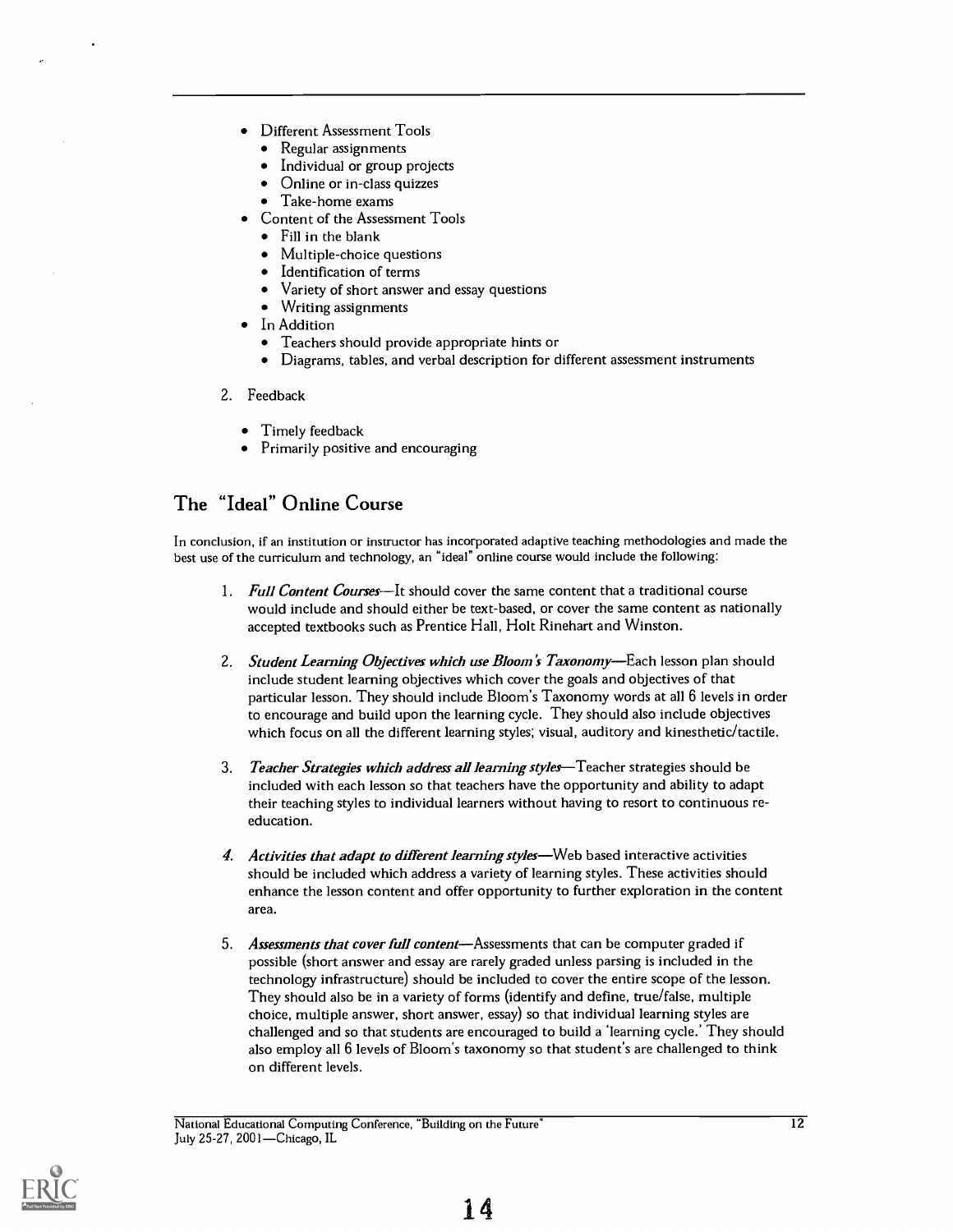- Different Assessment Tools
  - Regular assignments
  - Individual or group projects
  - Online or in-class quizzes
  - Take-home exams
- Content of the Assessment Tools
  - Fill in the blank
  - Multiple-choice questions
  - Identification of terms
  - Variety of short answer and essay questions
  - Writing assignments
- In Addition
  - Teachers should provide appropriate hints or
  - Diagrams, tables, and verbal description for different assessment instruments

2. Feedback

   - Timely feedback
   - Primarily positive and encouraging

## The "Ideal" Online Course

In conclusion, if an institution or instructor has incorporated adaptive teaching methodologies and made the best use of the curriculum and technology, an "ideal" online course would include the following:

1. *Full Content Courses*—It should cover the same content that a traditional course would include and should either be text-based, or cover the same content as nationally accepted textbooks such as Prentice Hall, Holt Rinehart and Winston.

2. *Student Learning Objectives which use Bloom's Taxonomy*—Each lesson plan should include student learning objectives which cover the goals and objectives of that particular lesson. They should include Bloom's Taxonomy words at all 6 levels in order to encourage and build upon the learning cycle. They should also include objectives which focus on all the different learning styles; visual, auditory and kinesthetic/tactile.

3. *Teacher Strategies which address all learning styles*—Teacher strategies should be included with each lesson so that teachers have the opportunity and ability to adapt their teaching styles to individual learners without having to resort to continuous re-education.

4. *Activities that adapt to different learning styles*—Web based interactive activities should be included which address a variety of learning styles. These activities should enhance the lesson content and offer opportunity to further exploration in the content area.

5. *Assessments that cover full content*—Assessments that can be computer graded if possible (short answer and essay are rarely graded unless parsing is included in the technology infrastructure) should be included to cover the entire scope of the lesson. They should also be in a variety of forms (identify and define, true/false, multiple choice, multiple answer, short answer, essay) so that individual learning styles are challenged and so that students are encouraged to build a 'learning cycle.' They should also employ all 6 levels of Bloom's taxonomy so that student's are challenged to think on different levels.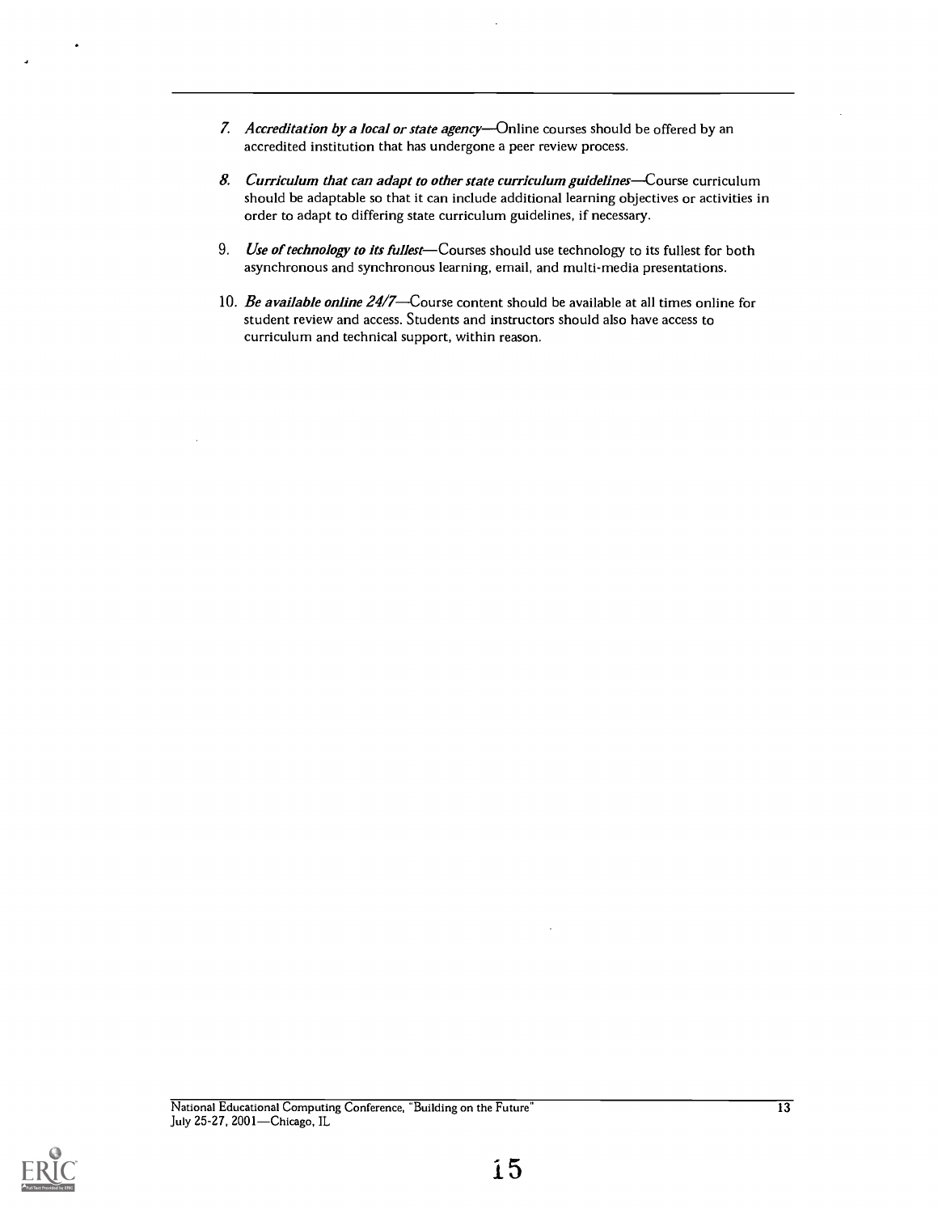7. *Accreditation by a local or state agency*—Online courses should be offered by an accredited institution that has undergone a peer review process.

8. *Curriculum that can adapt to other state curriculum guidelines*—Course curriculum should be adaptable so that it can include additional learning objectives or activities in order to adapt to differing state curriculum guidelines, if necessary.

9. *Use of technology to its fullest*—Courses should use technology to its fullest for both asynchronous and synchronous learning, email, and multi-media presentations.

10. *Be available online 24/7*—Course content should be available at all times online for student review and access. Students and instructors should also have access to curriculum and technical support, within reason.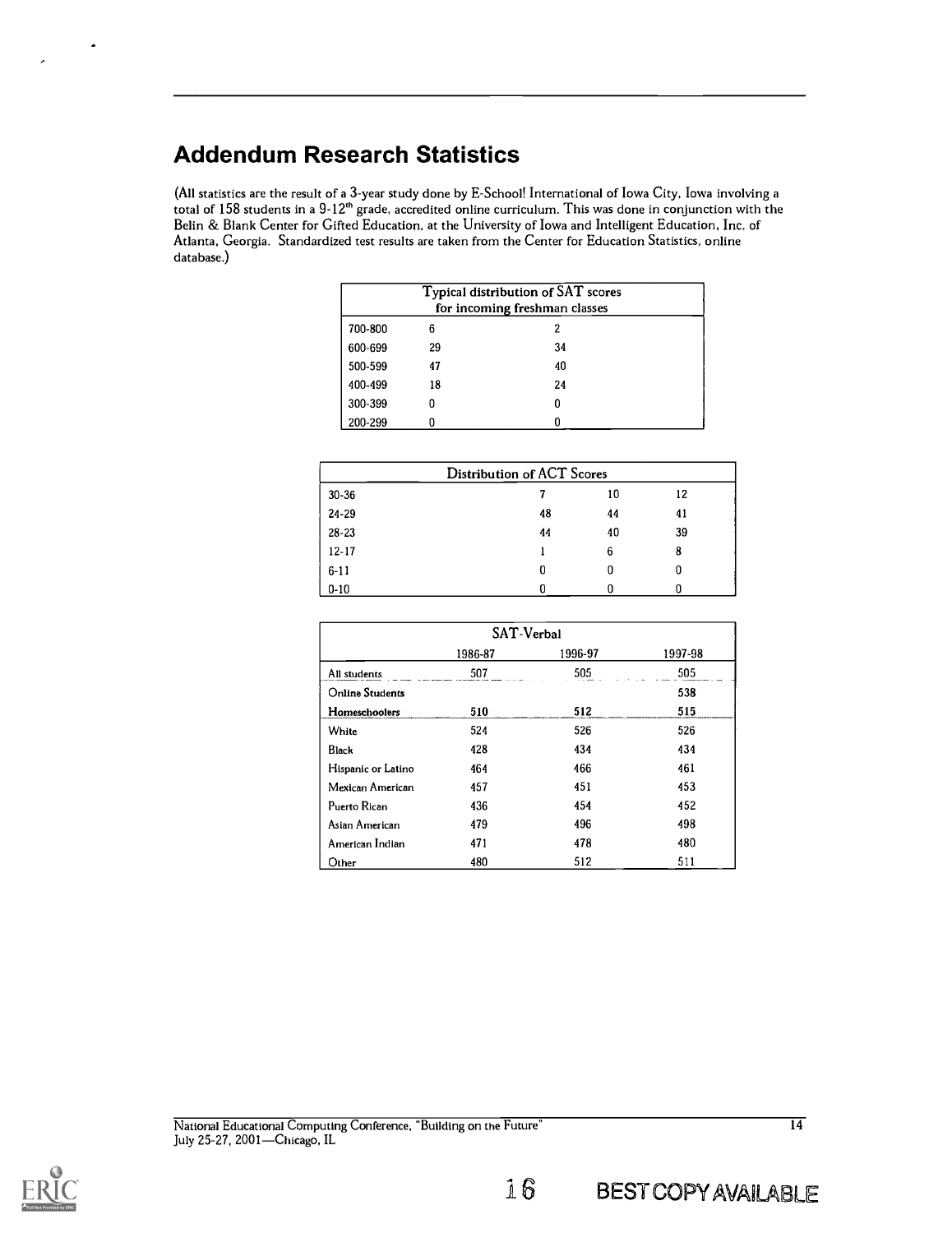## Addendum Research Statistics

(All statistics are the result of a 3-year study done by E-School! International of Iowa City, Iowa involving a total of 158 students in a 9-12th grade, accredited online curriculum. This was done in conjunction with the Belin & Blank Center for Gifted Education, at the University of Iowa and Intelligent Education, Inc. of Atlanta, Georgia. Standardized test results are taken from the Center for Education Statistics, online database.)

| Typical distribution of SAT scores for incoming freshman classes | | |
|---|---|---|
| 700-800 | 6 | 2 |
| 600-699 | 29 | 34 |
| 500-599 | 47 | 40 |
| 400-499 | 18 | 24 |
| 300-399 | 0 | 0 |
| 200-299 | 0 | 0 |

| Distribution of ACT Scores | | | |
|---|---|---|---|
| 30-36 | 7 | 10 | 12 |
| 24-29 | 48 | 44 | 41 |
| 28-23 | 44 | 40 | 39 |
| 12-17 | 1 | 6 | 8 |
| 6-11 | 0 | 0 | 0 |
| 0-10 | 0 | 0 | 0 |

| SAT-Verbal | | | |
|---|---|---|---|
| | 1986-87 | 1996-97 | 1997-98 |
| All students | 507 | 505 | 505 |
| **Online Students** | | | **538** |
| **Homeschoolers** | **510** | **512** | **515** |
| White | 524 | 526 | 526 |
| Black | 428 | 434 | 434 |
| Hispanic or Latino | 464 | 466 | 461 |
| Mexican American | 457 | 451 | 453 |
| Puerto Rican | 436 | 454 | 452 |
| Asian American | 479 | 496 | 498 |
| American Indian | 471 | 478 | 480 |
| Other | 480 | 512 | 511 |

National Educational Computing Conference, "Building on the Future"
July 25-27, 2001—Chicago, IL

BEST COPY AVAILABLE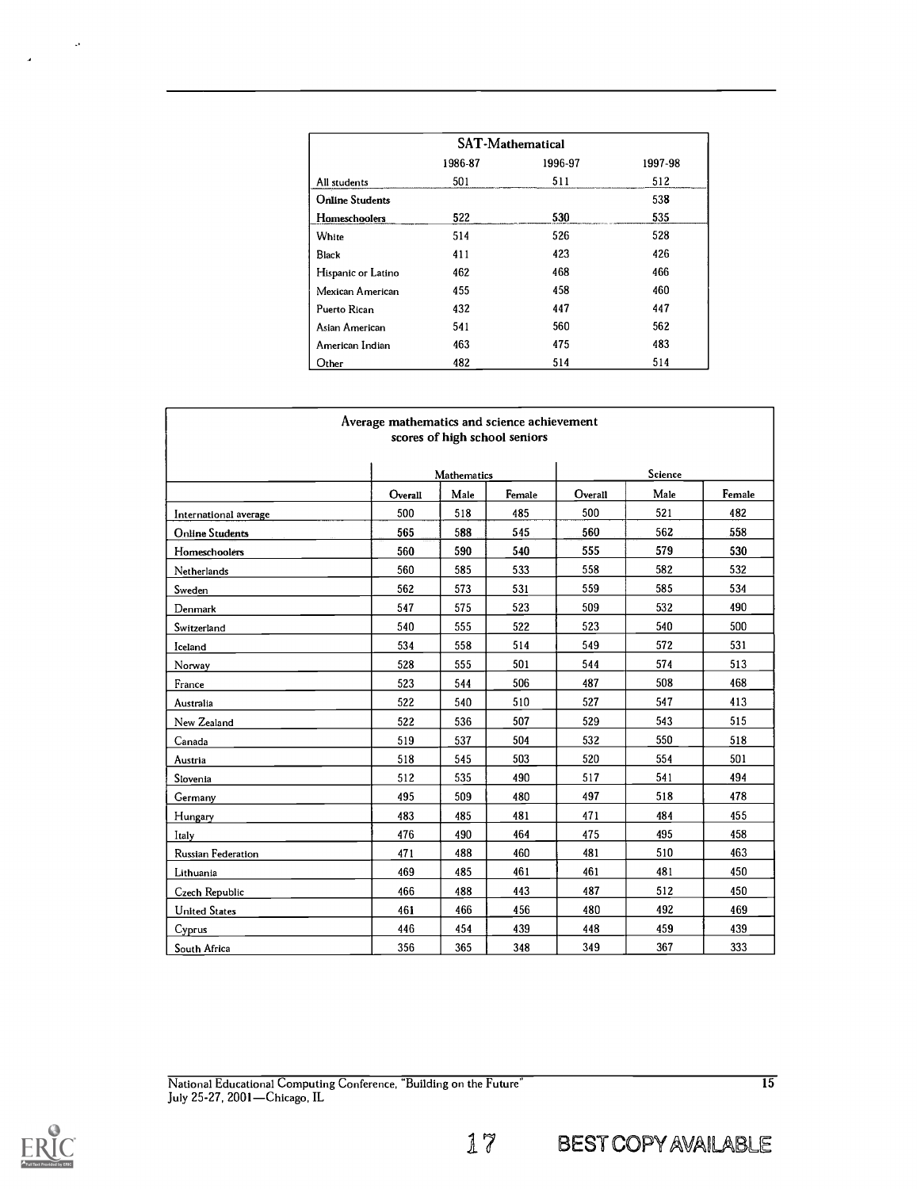| SAT-Mathematical | | | |
|---|---|---|---|
| | 1986-87 | 1996-97 | 1997-98 |
| All students | 501 | 511 | 512 |
| Online Students | | | 538 |
| Homeschoolers | 522 | 530 | 535 |
| White | 514 | 526 | 528 |
| Black | 411 | 423 | 426 |
| Hispanic or Latino | 462 | 468 | 466 |
| Mexican American | 455 | 458 | 460 |
| Puerto Rican | 432 | 447 | 447 |
| Asian American | 541 | 560 | 562 |
| American Indian | 463 | 475 | 483 |
| Other | 482 | 514 | 514 |

**Average mathematics and science achievement scores of high school seniors**

| | Mathematics | | | Science | | |
|---|---|---|---|---|---|---|
| | Overall | Male | Female | Overall | Male | Female |
| International average | 500 | 518 | 485 | 500 | 521 | 482 |
| Online Students | 565 | 588 | 545 | 560 | 562 | 558 |
| Homeschoolers | 560 | 590 | 540 | 555 | 579 | 530 |
| Netherlands | 560 | 585 | 533 | 558 | 582 | 532 |
| Sweden | 562 | 573 | 531 | 559 | 585 | 534 |
| Denmark | 547 | 575 | 523 | 509 | 532 | 490 |
| Switzerland | 540 | 555 | 522 | 523 | 540 | 500 |
| Iceland | 534 | 558 | 514 | 549 | 572 | 531 |
| Norway | 528 | 555 | 501 | 544 | 574 | 513 |
| France | 523 | 544 | 506 | 487 | 508 | 468 |
| Australia | 522 | 540 | 510 | 527 | 547 | 413 |
| New Zealand | 522 | 536 | 507 | 529 | 543 | 515 |
| Canada | 519 | 537 | 504 | 532 | 550 | 518 |
| Austria | 518 | 545 | 503 | 520 | 554 | 501 |
| Slovenia | 512 | 535 | 490 | 517 | 541 | 494 |
| Germany | 495 | 509 | 480 | 497 | 518 | 478 |
| Hungary | 483 | 485 | 481 | 471 | 484 | 455 |
| Italy | 476 | 490 | 464 | 475 | 495 | 458 |
| Russian Federation | 471 | 488 | 460 | 481 | 510 | 463 |
| Lithuania | 469 | 485 | 461 | 461 | 481 | 450 |
| Czech Republic | 466 | 488 | 443 | 487 | 512 | 450 |
| United States | 461 | 466 | 456 | 480 | 492 | 469 |
| Cyprus | 446 | 454 | 439 | 448 | 459 | 439 |
| South Africa | 356 | 365 | 348 | 349 | 367 | 333 |

BEST COPY AVAILABLE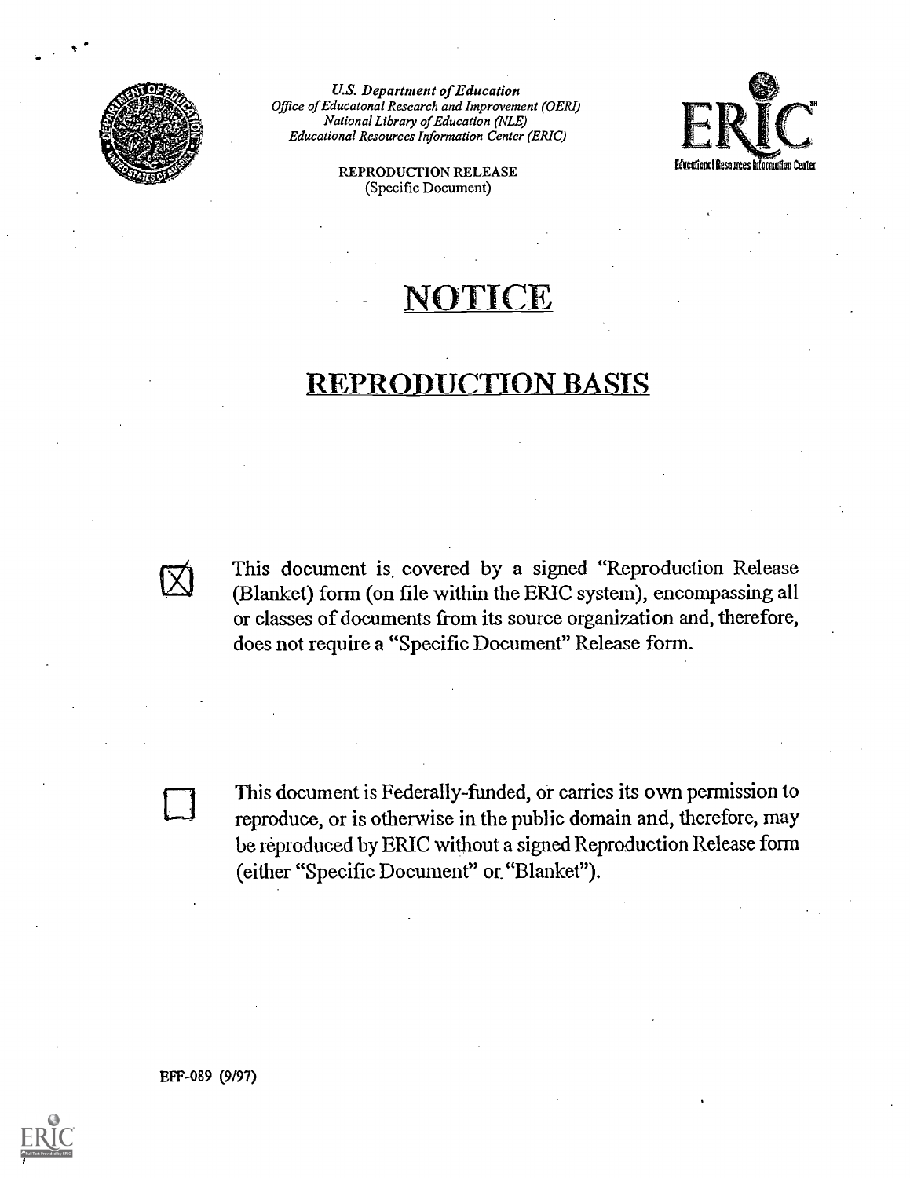*U.S. Department of Education*
*Office of Educatonal Research and Improvement (OERI)*
*National Library of Education (NLE)*
*Educational Resources Information Center (ERIC)*

REPRODUCTION RELEASE
(Specific Document)

# NOTICE

## REPRODUCTION BASIS

☒ This document is covered by a signed "Reproduction Release (Blanket) form (on file within the ERIC system), encompassing all or classes of documents from its source organization and, therefore, does not require a "Specific Document" Release form.

☐ This document is Federally-funded, or carries its own permission to reproduce, or is otherwise in the public domain and, therefore, may be reproduced by ERIC without a signed Reproduction Release form (either "Specific Document" or "Blanket").

EFF-089 (9/97)